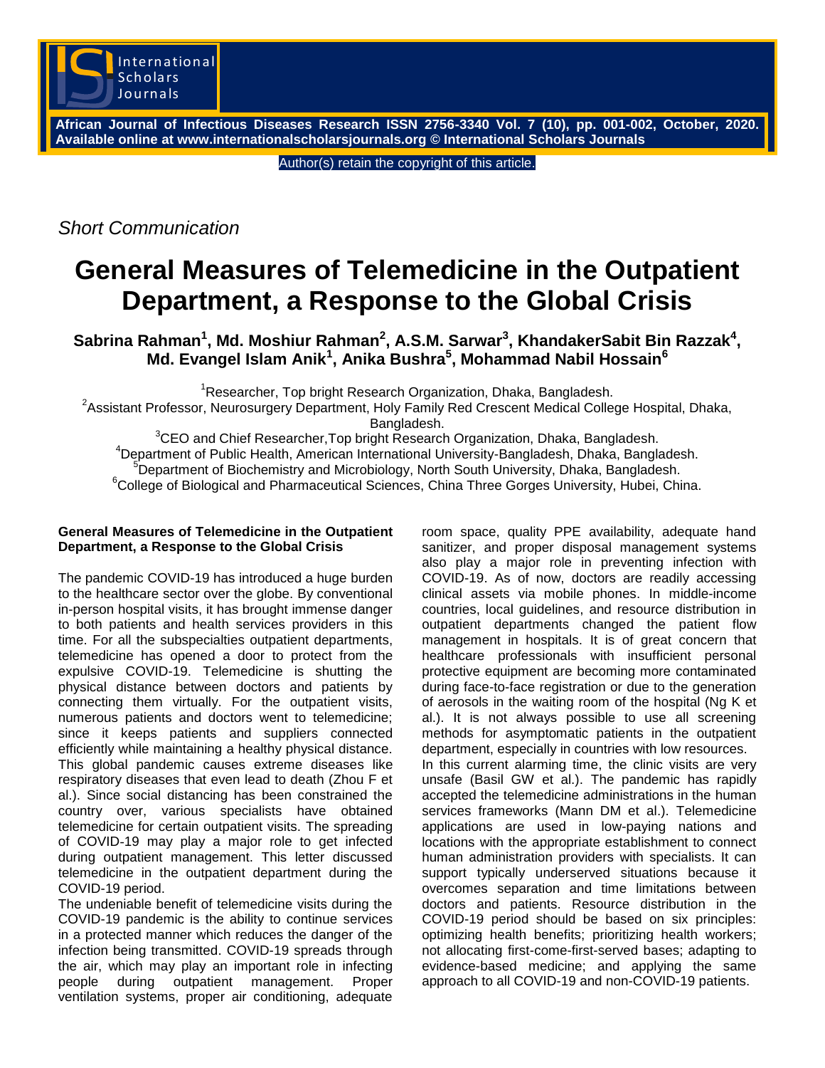Author(s) retain the copyright of this article.

*Short Communication*

# General Measures of Telemedicine in the Outpatient Department, a Response to the Global Crisis

**Sabrina Rahman[1], Md. Moshiur Rahman[2], A.S.M. Sarwar[3], KhandakerSabit Bin Razzak[4], Md. Evangel Islam Anik[1], Anika Bushra[5], Mohammad Nabil Hossain[6]**

[1]Researcher, Top bright Research Organization, Dhaka, Bangladesh.
[2]Assistant Professor, Neurosurgery Department, Holy Family Red Crescent Medical College Hospital, Dhaka, Bangladesh.
[3]CEO and Chief Researcher,Top bright Research Organization, Dhaka, Bangladesh.
[4]Department of Public Health, American International University-Bangladesh, Dhaka, Bangladesh.
[5]Department of Biochemistry and Microbiology, North South University, Dhaka, Bangladesh.
[6]College of Biological and Pharmaceutical Sciences, China Three Gorges University, Hubei, China.

**General Measures of Telemedicine in the Outpatient Department, a Response to the Global Crisis**

The pandemic COVID-19 has introduced a huge burden to the healthcare sector over the globe. By conventional in-person hospital visits, it has brought immense danger to both patients and health services providers in this time. For all the subspecialties outpatient departments, telemedicine has opened a door to protect from the expulsive COVID-19. Telemedicine is shutting the physical distance between doctors and patients by connecting them virtually. For the outpatient visits, numerous patients and doctors went to telemedicine; since it keeps patients and suppliers connected efficiently while maintaining a healthy physical distance. This global pandemic causes extreme diseases like respiratory diseases that even lead to death (Zhou F et al.). Since social distancing has been constrained the country over, various specialists have obtained telemedicine for certain outpatient visits. The spreading of COVID-19 may play a major role to get infected during outpatient management. This letter discussed telemedicine in the outpatient department during the COVID-19 period.

The undeniable benefit of telemedicine visits during the COVID-19 pandemic is the ability to continue services in a protected manner which reduces the danger of the infection being transmitted. COVID-19 spreads through the air, which may play an important role in infecting people during outpatient management. Proper ventilation systems, proper air conditioning, adequate room space, quality PPE availability, adequate hand sanitizer, and proper disposal management systems also play a major role in preventing infection with COVID-19. As of now, doctors are readily accessing clinical assets via mobile phones. In middle-income countries, local guidelines, and resource distribution in outpatient departments changed the patient flow management in hospitals. It is of great concern that healthcare professionals with insufficient personal protective equipment are becoming more contaminated during face-to-face registration or due to the generation of aerosols in the waiting room of the hospital (Ng K et al.). It is not always possible to use all screening methods for asymptomatic patients in the outpatient department, especially in countries with low resources.

In this current alarming time, the clinic visits are very unsafe (Basil GW et al.). The pandemic has rapidly accepted the telemedicine administrations in the human services frameworks (Mann DM et al.). Telemedicine applications are used in low-paying nations and locations with the appropriate establishment to connect human administration providers with specialists. It can support typically underserved situations because it overcomes separation and time limitations between doctors and patients. Resource distribution in the COVID-19 period should be based on six principles: optimizing health benefits; prioritizing health workers; not allocating first-come-first-served bases; adapting to evidence-based medicine; and applying the same approach to all COVID-19 and non-COVID-19 patients.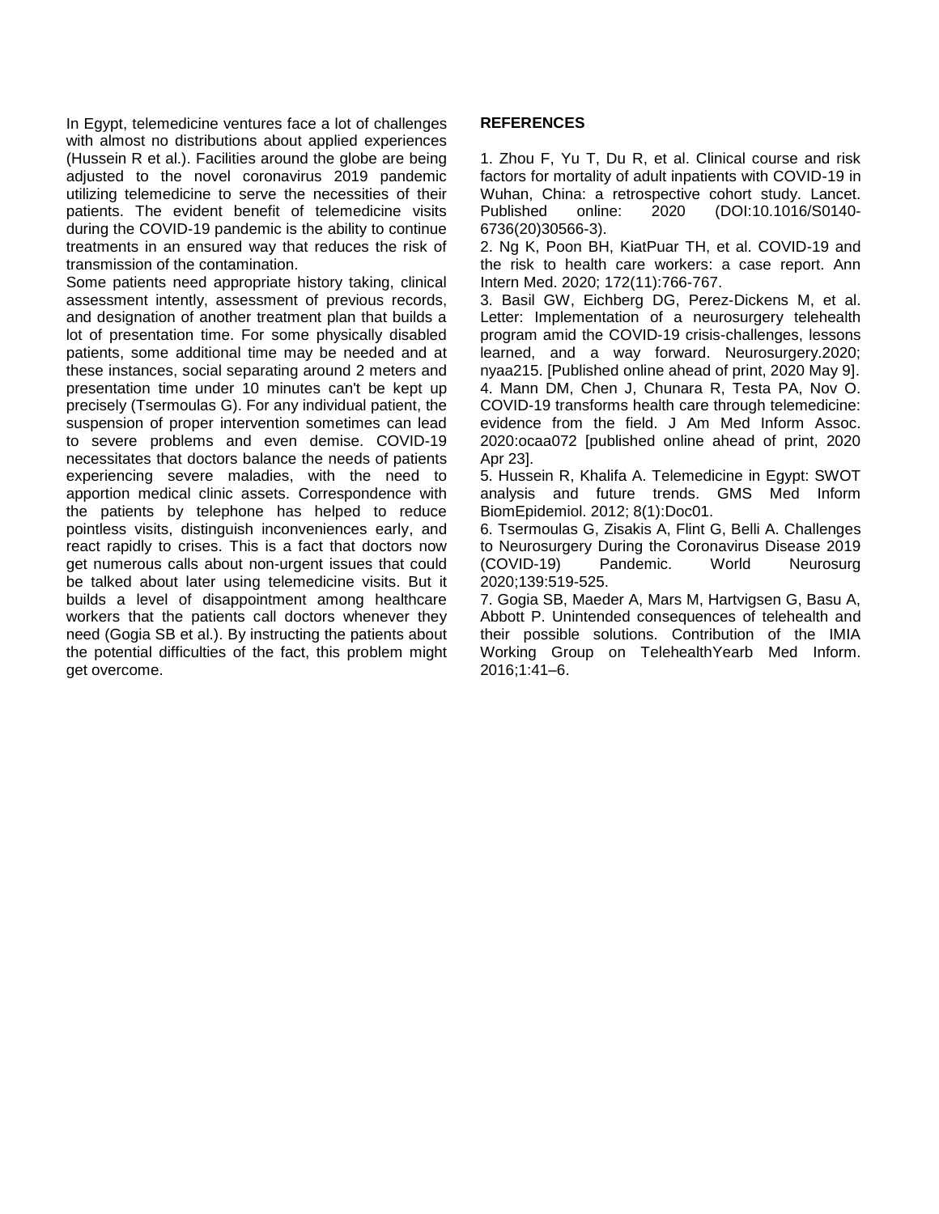In Egypt, telemedicine ventures face a lot of challenges with almost no distributions about applied experiences (Hussein R et al.). Facilities around the globe are being adjusted to the novel coronavirus 2019 pandemic utilizing telemedicine to serve the necessities of their patients. The evident benefit of telemedicine visits during the COVID-19 pandemic is the ability to continue treatments in an ensured way that reduces the risk of transmission of the contamination.

Some patients need appropriate history taking, clinical assessment intently, assessment of previous records, and designation of another treatment plan that builds a lot of presentation time. For some physically disabled patients, some additional time may be needed and at these instances, social separating around 2 meters and presentation time under 10 minutes can't be kept up precisely (Tsermoulas G). For any individual patient, the suspension of proper intervention sometimes can lead to severe problems and even demise. COVID-19 necessitates that doctors balance the needs of patients experiencing severe maladies, with the need to apportion medical clinic assets. Correspondence with the patients by telephone has helped to reduce pointless visits, distinguish inconveniences early, and react rapidly to crises. This is a fact that doctors now get numerous calls about non-urgent issues that could be talked about later using telemedicine visits. But it builds a level of disappointment among healthcare workers that the patients call doctors whenever they need (Gogia SB et al.). By instructing the patients about the potential difficulties of the fact, this problem might get overcome.

**REFERENCES**

1. Zhou F, Yu T, Du R, et al. Clinical course and risk factors for mortality of adult inpatients with COVID-19 in Wuhan, China: a retrospective cohort study. Lancet. Published online: 2020 (DOI:10.1016/S0140-6736(20)30566-3).
2. Ng K, Poon BH, KiatPuar TH, et al. COVID-19 and the risk to health care workers: a case report. Ann Intern Med. 2020; 172(11):766-767.
3. Basil GW, Eichberg DG, Perez-Dickens M, et al. Letter: Implementation of a neurosurgery telehealth program amid the COVID-19 crisis-challenges, lessons learned, and a way forward. Neurosurgery.2020; nyaa215. [Published online ahead of print, 2020 May 9].
4. Mann DM, Chen J, Chunara R, Testa PA, Nov O. COVID-19 transforms health care through telemedicine: evidence from the field. J Am Med Inform Assoc. 2020:ocaa072 [published online ahead of print, 2020 Apr 23].
5. Hussein R, Khalifa A. Telemedicine in Egypt: SWOT analysis and future trends. GMS Med Inform BiomEpidemiol. 2012; 8(1):Doc01.
6. Tsermoulas G, Zisakis A, Flint G, Belli A. Challenges to Neurosurgery During the Coronavirus Disease 2019 (COVID-19) Pandemic. World Neurosurg 2020;139:519-525.
7. Gogia SB, Maeder A, Mars M, Hartvigsen G, Basu A, Abbott P. Unintended consequences of telehealth and their possible solutions. Contribution of the IMIA Working Group on TelehealthYearb Med Inform. 2016;1:41–6.